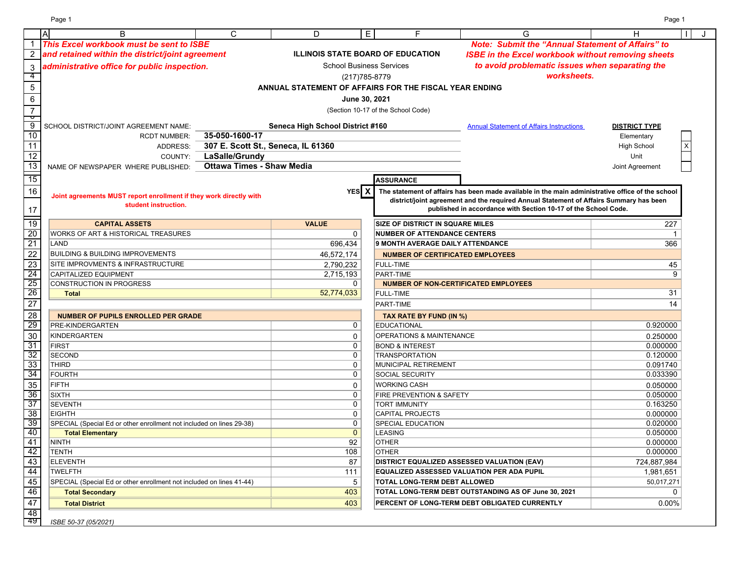***This Excel workbook must be sent to ISBE and retained within the district/joint agreement administrative office for public inspection.***

***Note: Submit the "Annual Statement of Affairs" to ISBE in the Excel workbook without removing sheets to avoid problematic issues when separating the worksheets.***

**ILLINOIS STATE BOARD OF EDUCATION**

School Business Services

(217)785-8779

**ANNUAL STATEMENT OF AFFAIRS FOR THE FISCAL YEAR ENDING**

**June 30, 2021**

(Section 10-17 of the School Code)

SCHOOL DISTRICT/JOINT AGREEMENT NAME: **Seneca High School District #160**

RCDT NUMBER: **35-050-1600-17**

ADDRESS: **307 E. Scott St., Seneca, IL 61360**

COUNTY: **LaSalle/Grundy**

NAME OF NEWSPAPER WHERE PUBLISHED: **Ottawa Times - Shaw Media**

Annual Statement of Affairs Instructions

| **DISTRICT TYPE** | |
|---|---|
| Elementary | |
| High School | X |
| Unit | |
| Joint Agreement | |

**ASSURANCE**

YES **X** — **The statement of affairs has been made available in the main administrative office of the school district/joint agreement and the required Annual Statement of Affairs Summary has been published in accordance with Section 10-17 of the School Code.**

**Joint agreements MUST report enrollment if they work directly with student instruction.**

| **CAPITAL ASSETS** | **VALUE** |
|---|---|
| WORKS OF ART & HISTORICAL TREASURES | 0 |
| LAND | 696,434 |
| BUILDING & BUILDING IMPROVEMENTS | 46,572,174 |
| SITE IMPROVMENTS & INFRASTRUCTURE | 2,790,232 |
| CAPITALIZED EQUIPMENT | 2,715,193 |
| CONSTRUCTION IN PROGRESS | 0 |
| **Total** | 52,774,033 |

| **NUMBER OF PUPILS ENROLLED PER GRADE** | |
|---|---|
| PRE-KINDERGARTEN | 0 |
| KINDERGARTEN | 0 |
| FIRST | 0 |
| SECOND | 0 |
| THIRD | 0 |
| FOURTH | 0 |
| FIFTH | 0 |
| SIXTH | 0 |
| SEVENTH | 0 |
| EIGHTH | 0 |
| SPECIAL (Special Ed or other enrollment not included on lines 29-38) | 0 |
| **Total Elementary** | 0 |
| NINTH | 92 |
| TENTH | 108 |
| ELEVENTH | 87 |
| TWELFTH | 111 |
| SPECIAL (Special Ed or other enrollment not included on lines 41-44) | 5 |
| **Total Secondary** | 403 |
| **Total District** | 403 |

| | |
|---|---|
| **SIZE OF DISTRICT IN SQUARE MILES** | 227 |
| **NUMBER OF ATTENDANCE CENTERS** | 1 |
| **9 MONTH AVERAGE DAILY ATTENDANCE** | 366 |
| **NUMBER OF CERTIFICATED EMPLOYEES** | |
| FULL-TIME | 45 |
| PART-TIME | 9 |
| **NUMBER OF NON-CERTIFICATED EMPLOYEES** | |
| FULL-TIME | 31 |
| PART-TIME | 14 |
| **TAX RATE BY FUND (IN %)** | |
| EDUCATIONAL | 0.920000 |
| OPERATIONS & MAINTENANCE | 0.250000 |
| BOND & INTEREST | 0.000000 |
| TRANSPORTATION | 0.120000 |
| MUNICIPAL RETIREMENT | 0.091740 |
| SOCIAL SECURITY | 0.033390 |
| WORKING CASH | 0.050000 |
| FIRE PREVENTION & SAFETY | 0.050000 |
| TORT IMMUNITY | 0.163250 |
| CAPITAL PROJECTS | 0.000000 |
| SPECIAL EDUCATION | 0.020000 |
| LEASING | 0.050000 |
| OTHER | 0.000000 |
| OTHER | 0.000000 |
| **DISTRICT EQUALIZED ASSESSED VALUATION (EAV)** | 724,887,984 |
| **EQUALIZED ASSESSED VALUATION PER ADA PUPIL** | 1,981,651 |
| **TOTAL LONG-TERM DEBT ALLOWED** | 50,017,271 |
| **TOTAL LONG-TERM DEBT OUTSTANDING AS OF June 30, 2021** | 0 |
| **PERCENT OF LONG-TERM DEBT OBLIGATED CURRENTLY** | 0.00% |

*ISBE 50-37 (05/2021)*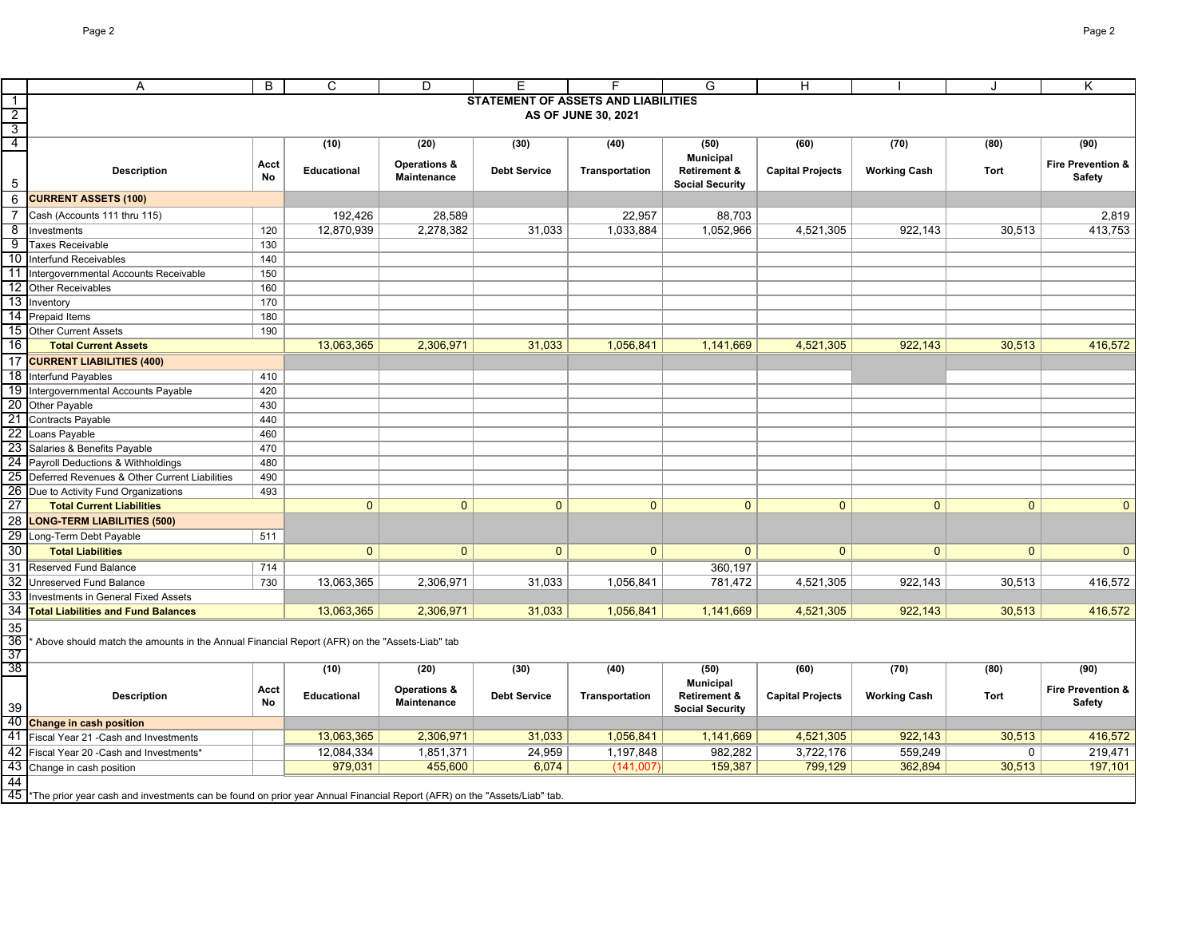# STATEMENT OF ASSETS AND LIABILITIES
## AS OF JUNE 30, 2021

| Description | Acct No | (10) Educational | (20) Operations & Maintenance | (30) Debt Service | (40) Transportation | (50) Municipal Retirement & Social Security | (60) Capital Projects | (70) Working Cash | (80) Tort | (90) Fire Prevention & Safety |
|---|---|---|---|---|---|---|---|---|---|---|
| **CURRENT ASSETS (100)** | | | | | | | | | | |
| Cash (Accounts 111 thru 115) | | 192,426 | 28,589 | | 22,957 | 88,703 | | | | 2,819 |
| Investments | 120 | 12,870,939 | 2,278,382 | 31,033 | 1,033,884 | 1,052,966 | 4,521,305 | 922,143 | 30,513 | 413,753 |
| Taxes Receivable | 130 | | | | | | | | | |
| Interfund Receivables | 140 | | | | | | | | | |
| Intergovernmental Accounts Receivable | 150 | | | | | | | | | |
| Other Receivables | 160 | | | | | | | | | |
| Inventory | 170 | | | | | | | | | |
| Prepaid Items | 180 | | | | | | | | | |
| Other Current Assets | 190 | | | | | | | | | |
| **Total Current Assets** | | 13,063,365 | 2,306,971 | 31,033 | 1,056,841 | 1,141,669 | 4,521,305 | 922,143 | 30,513 | 416,572 |
| **CURRENT LIABILITIES (400)** | | | | | | | | | | |
| Interfund Payables | 410 | | | | | | | | | |
| Intergovernmental Accounts Payable | 420 | | | | | | | | | |
| Other Payable | 430 | | | | | | | | | |
| Contracts Payable | 440 | | | | | | | | | |
| Loans Payable | 460 | | | | | | | | | |
| Salaries & Benefits Payable | 470 | | | | | | | | | |
| Payroll Deductions & Withholdings | 480 | | | | | | | | | |
| Deferred Revenues & Other Current Liabilities | 490 | | | | | | | | | |
| Due to Activity Fund Organizations | 493 | | | | | | | | | |
| **Total Current Liabilities** | | 0 | 0 | 0 | 0 | 0 | 0 | 0 | 0 | 0 |
| **LONG-TERM LIABILITIES (500)** | | | | | | | | | | |
| Long-Term Debt Payable | 511 | | | | | | | | | |
| **Total Liabilities** | | 0 | 0 | 0 | 0 | 0 | 0 | 0 | 0 | 0 |
| Reserved Fund Balance | 714 | | | | | 360,197 | | | | |
| Unreserved Fund Balance | 730 | 13,063,365 | 2,306,971 | 31,033 | 1,056,841 | 781,472 | 4,521,305 | 922,143 | 30,513 | 416,572 |
| Investments in General Fixed Assets | | | | | | | | | | |
| **Total Liabilities and Fund Balances** | | 13,063,365 | 2,306,971 | 31,033 | 1,056,841 | 1,141,669 | 4,521,305 | 922,143 | 30,513 | 416,572 |

* Above should match the amounts in the Annual Financial Report (AFR) on the "Assets-Liab" tab

| Description | Acct No | (10) Educational | (20) Operations & Maintenance | (30) Debt Service | (40) Transportation | (50) Municipal Retirement & Social Security | (60) Capital Projects | (70) Working Cash | (80) Tort | (90) Fire Prevention & Safety |
|---|---|---|---|---|---|---|---|---|---|---|
| **Change in cash position** | | | | | | | | | | |
| Fiscal Year 21 -Cash and Investments | | 13,063,365 | 2,306,971 | 31,033 | 1,056,841 | 1,141,669 | 4,521,305 | 922,143 | 30,513 | 416,572 |
| Fiscal Year 20 -Cash and Investments* | | 12,084,334 | 1,851,371 | 24,959 | 1,197,848 | 982,282 | 3,722,176 | 559,249 | 0 | 219,471 |
| Change in cash position | | 979,031 | 455,600 | 6,074 | (141,007) | 159,387 | 799,129 | 362,894 | 30,513 | 197,101 |

*The prior year cash and investments can be found on prior year Annual Financial Report (AFR) on the "Assets/Liab" tab.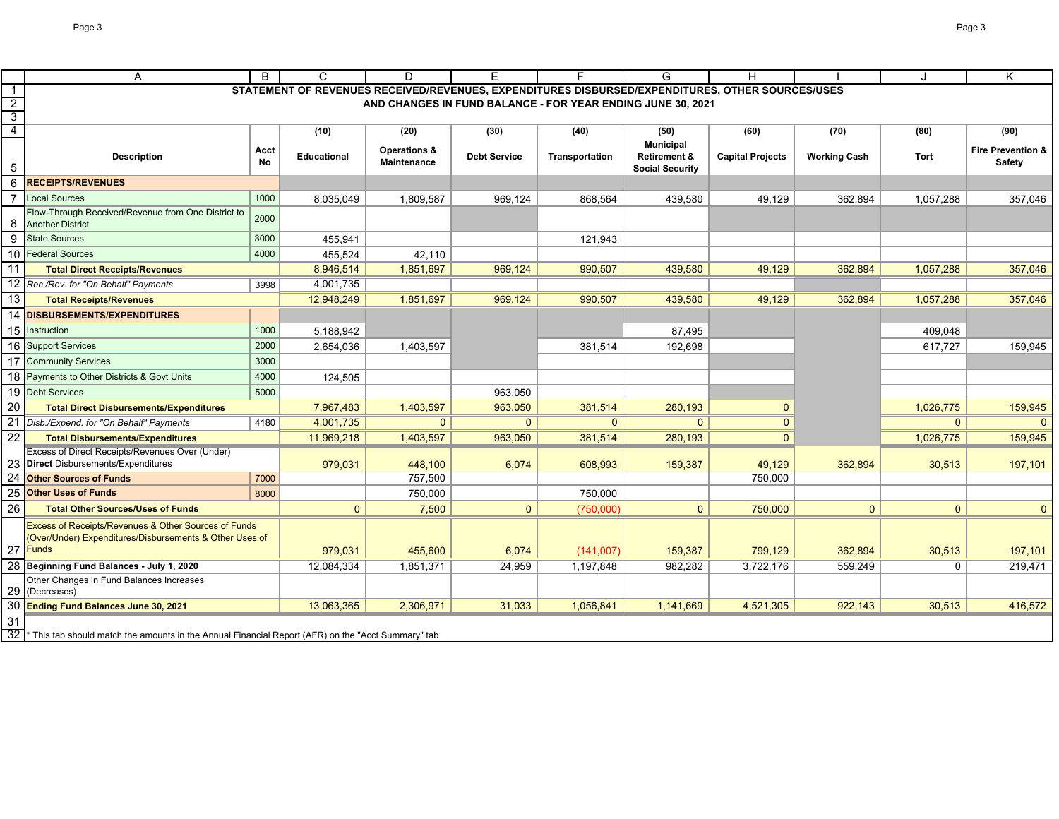# STATEMENT OF REVENUES RECEIVED/REVENUES, EXPENDITURES DISBURSED/EXPENDITURES, OTHER SOURCES/USES AND CHANGES IN FUND BALANCE - FOR YEAR ENDING JUNE 30, 2021

| Description | Acct No | (10) Educational | (20) Operations & Maintenance | (30) Debt Service | (40) Transportation | (50) Municipal Retirement & Social Security | (60) Capital Projects | (70) Working Cash | (80) Tort | (90) Fire Prevention & Safety |
|---|---|---|---|---|---|---|---|---|---|---|
| **RECEIPTS/REVENUES** | | | | | | | | | | |
| Local Sources | 1000 | 8,035,049 | 1,809,587 | 969,124 | 868,564 | 439,580 | 49,129 | 362,894 | 1,057,288 | 357,046 |
| Flow-Through Received/Revenue from One District to Another District | 2000 | | | | | | | | | |
| State Sources | 3000 | 455,941 | | | 121,943 | | | | | |
| Federal Sources | 4000 | 455,524 | 42,110 | | | | | | | |
| **Total Direct Receipts/Revenues** | | 8,946,514 | 1,851,697 | 969,124 | 990,507 | 439,580 | 49,129 | 362,894 | 1,057,288 | 357,046 |
| *Rec./Rev. for "On Behalf" Payments* | 3998 | 4,001,735 | | | | | | | | |
| **Total Receipts/Revenues** | | 12,948,249 | 1,851,697 | 969,124 | 990,507 | 439,580 | 49,129 | 362,894 | 1,057,288 | 357,046 |
| **DISBURSEMENTS/EXPENDITURES** | | | | | | | | | | |
| Instruction | 1000 | 5,188,942 | | | | 87,495 | | | 409,048 | |
| Support Services | 2000 | 2,654,036 | 1,403,597 | | 381,514 | 192,698 | | | 617,727 | 159,945 |
| Community Services | 3000 | | | | | | | | | |
| Payments to Other Districts & Govt Units | 4000 | 124,505 | | | | | | | | |
| Debt Services | 5000 | | | 963,050 | | | | | | |
| **Total Direct Disbursements/Expenditures** | | 7,967,483 | 1,403,597 | 963,050 | 381,514 | 280,193 | 0 | | 1,026,775 | 159,945 |
| *Disb./Expend. for "On Behalf" Payments* | 4180 | 4,001,735 | 0 | 0 | 0 | 0 | 0 | | 0 | 0 |
| **Total Disbursements/Expenditures** | | 11,969,218 | 1,403,597 | 963,050 | 381,514 | 280,193 | 0 | | 1,026,775 | 159,945 |
| Excess of Direct Receipts/Revenues Over (Under) **Direct** Disbursements/Expenditures | | 979,031 | 448,100 | 6,074 | 608,993 | 159,387 | 49,129 | 362,894 | 30,513 | 197,101 |
| **Other Sources of Funds** | 7000 | | 757,500 | | | | 750,000 | | | |
| **Other Uses of Funds** | 8000 | | 750,000 | | 750,000 | | | | | |
| **Total Other Sources/Uses of Funds** | | 0 | 7,500 | 0 | (750,000) | 0 | 750,000 | 0 | 0 | 0 |
| Excess of Receipts/Revenues & Other Sources of Funds (Over/Under) Expenditures/Disbursements & Other Uses of Funds | | 979,031 | 455,600 | 6,074 | (141,007) | 159,387 | 799,129 | 362,894 | 30,513 | 197,101 |
| **Beginning Fund Balances - July 1, 2020** | | 12,084,334 | 1,851,371 | 24,959 | 1,197,848 | 982,282 | 3,722,176 | 559,249 | 0 | 219,471 |
| Other Changes in Fund Balances Increases (Decreases) | | | | | | | | | | |
| **Ending Fund Balances June 30, 2021** | | 13,063,365 | 2,306,971 | 31,033 | 1,056,841 | 1,141,669 | 4,521,305 | 922,143 | 30,513 | 416,572 |

* This tab should match the amounts in the Annual Financial Report (AFR) on the "Acct Summary" tab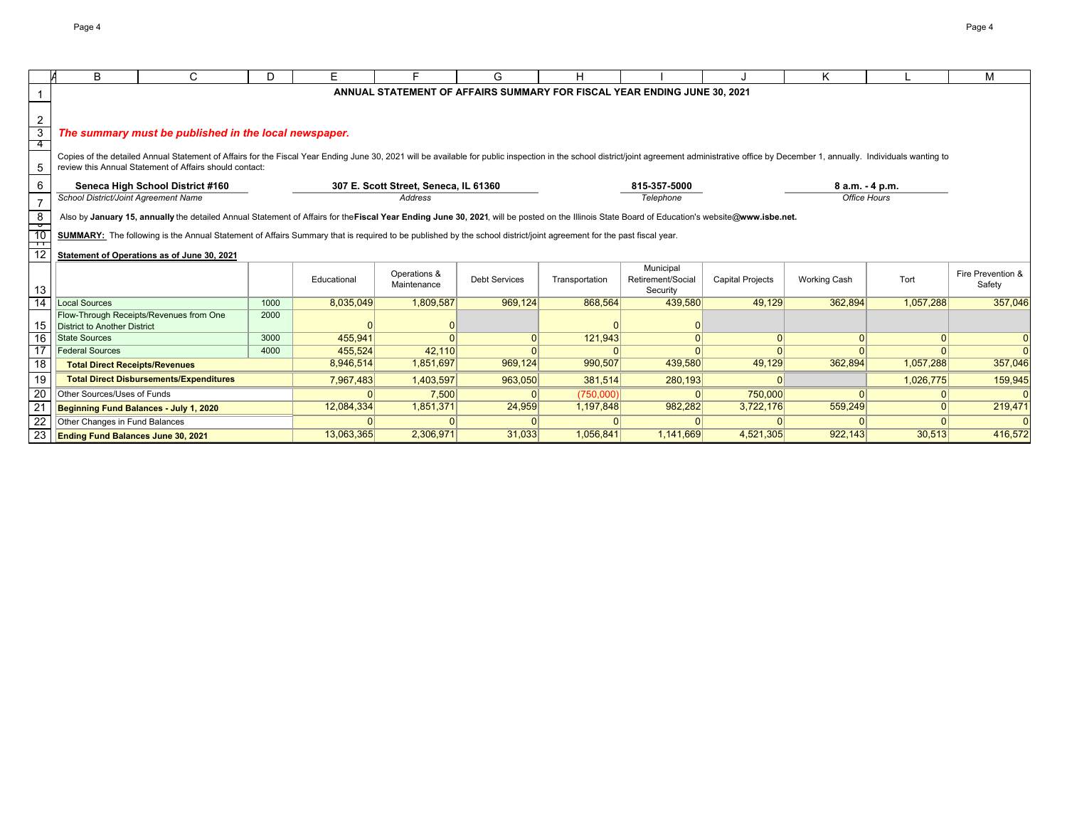# ANNUAL STATEMENT OF AFFAIRS SUMMARY FOR FISCAL YEAR ENDING JUNE 30, 2021

***The summary must be published in the local newspaper.***

Copies of the detailed Annual Statement of Affairs for the Fiscal Year Ending June 30, 2021 will be available for public inspection in the school district/joint agreement administrative office by December 1, annually. Individuals wanting to review this Annual Statement of Affairs should contact:

| **Seneca High School District #160** | **307 E. Scott Street, Seneca, IL 61360** | **815-357-5000** | **8 a.m. - 4 p.m.** |
|---|---|---|---|
| *School District/Joint Agreement Name* | *Address* | *Telephone* | *Office Hours* |

Also by **January 15, annually** the detailed Annual Statement of Affairs for the **Fiscal Year Ending June 30, 2021**, will be posted on the Illinois State Board of Education's website **@www.isbe.net.**

**SUMMARY:** The following is the Annual Statement of Affairs Summary that is required to be published by the school district/joint agreement for the past fiscal year.

**Statement of Operations as of June 30, 2021**

| | | Educational | Operations & Maintenance | Debt Services | Transportation | Municipal Retirement/Social Security | Capital Projects | Working Cash | Tort | Fire Prevention & Safety |
|---|---|---|---|---|---|---|---|---|---|---|
| Local Sources | 1000 | 8,035,049 | 1,809,587 | 969,124 | 868,564 | 439,580 | 49,129 | 362,894 | 1,057,288 | 357,046 |
| Flow-Through Receipts/Revenues from One District to Another District | 2000 | 0 | 0 | | 0 | 0 | | | | |
| State Sources | 3000 | 455,941 | 0 | 0 | 121,943 | 0 | 0 | 0 | 0 | 0 |
| Federal Sources | 4000 | 455,524 | 42,110 | 0 | 0 | 0 | 0 | 0 | 0 | 0 |
| **Total Direct Receipts/Revenues** | | 8,946,514 | 1,851,697 | 969,124 | 990,507 | 439,580 | 49,129 | 362,894 | 1,057,288 | 357,046 |
| **Total Direct Disbursements/Expenditures** | | 7,967,483 | 1,403,597 | 963,050 | 381,514 | 280,193 | 0 | | 1,026,775 | 159,945 |
| Other Sources/Uses of Funds | | 0 | 7,500 | 0 | (750,000) | 0 | 750,000 | 0 | 0 | 0 |
| **Beginning Fund Balances - July 1, 2020** | | 12,084,334 | 1,851,371 | 24,959 | 1,197,848 | 982,282 | 3,722,176 | 559,249 | 0 | 219,471 |
| Other Changes in Fund Balances | | 0 | 0 | 0 | 0 | 0 | 0 | 0 | 0 | 0 |
| **Ending Fund Balances June 30, 2021** | | 13,063,365 | 2,306,971 | 31,033 | 1,056,841 | 1,141,669 | 4,521,305 | 922,143 | 30,513 | 416,572 |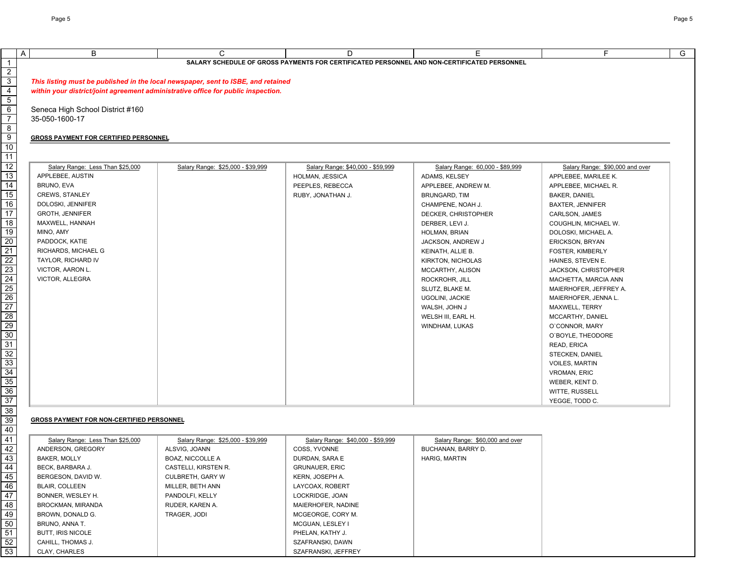**SALARY SCHEDULE OF GROSS PAYMENTS FOR CERTIFICATED PERSONNEL AND NON-CERTIFICATED PERSONNEL**

***This listing must be published in the local newspaper, sent to ISBE, and retained within your district/joint agreement administrative office for public inspection.***

Seneca High School District #160
35-050-1600-17

**GROSS PAYMENT FOR CERTIFIED PERSONNEL**

| Salary Range: Less Than $25,000 | Salary Range: $25,000 - $39,999 | Salary Range: $40,000 - $59,999 | Salary Range: 60,000 - $89,999 | Salary Range: $90,000 and over |
|---|---|---|---|---|
| APPLEBEE, AUSTIN | | HOLMAN, JESSICA | ADAMS, KELSEY | APPLEBEE, MARILEE K. |
| BRUNO, EVA | | PEEPLES, REBECCA | APPLEBEE, ANDREW M. | APPLEBEE, MICHAEL R. |
| CREWS, STANLEY | | RUBY, JONATHAN J. | BRUNGARD, TIM | BAKER, DANIEL |
| DOLOSKI, JENNIFER | | | CHAMPENE, NOAH J. | BAXTER, JENNIFER |
| GROTH, JENNIFER | | | DECKER, CHRISTOPHER | CARLSON, JAMES |
| MAXWELL, HANNAH | | | DERBER, LEVI J. | COUGHLIN, MICHAEL W. |
| MINO, AMY | | | HOLMAN, BRIAN | DOLOSKI, MICHAEL A. |
| PADDOCK, KATIE | | | JACKSON, ANDREW J | ERICKSON, BRYAN |
| RICHARDS, MICHAEL G | | | KEINATH, ALLIE B. | FOSTER, KIMBERLY |
| TAYLOR, RICHARD IV | | | KIRKTON, NICHOLAS | HAINES, STEVEN E. |
| VICTOR, AARON L. | | | MCCARTHY, ALISON | JACKSON, CHRISTOPHER |
| VICTOR, ALLEGRA | | | ROCKROHR, JILL | MACHETTA, MARCIA ANN |
| | | | SLUTZ, BLAKE M. | MAIERHOFER, JEFFREY A. |
| | | | UGOLINI, JACKIE | MAIERHOFER, JENNA L. |
| | | | WALSH, JOHN J | MAXWELL, TERRY |
| | | | WELSH III, EARL H. | MCCARTHY, DANIEL |
| | | | WINDHAM, LUKAS | O`CONNOR, MARY |
| | | | | O`BOYLE, THEODORE |
| | | | | READ, ERICA |
| | | | | STECKEN, DANIEL |
| | | | | VOILES, MARTIN |
| | | | | VROMAN, ERIC |
| | | | | WEBER, KENT D. |
| | | | | WITTE, RUSSELL |
| | | | | YEGGE, TODD C. |

**GROSS PAYMENT FOR NON-CERTIFIED PERSONNEL**

| Salary Range: Less Than $25,000 | Salary Range: $25,000 - $39,999 | Salary Range: $40,000 - $59,999 | Salary Range: $60,000 and over |
|---|---|---|---|
| ANDERSON, GREGORY | ALSVIG, JOANN | COSS, YVONNE | BUCHANAN, BARRY D. |
| BAKER, MOLLY | BOAZ, NICCOLLE A | DURDAN, SARA E | HARIG, MARTIN |
| BECK, BARBARA J. | CASTELLI, KIRSTEN R. | GRUNAUER, ERIC | |
| BERGESON, DAVID W. | CULBRETH, GARY W | KERN, JOSEPH A. | |
| BLAIR, COLLEEN | MILLER, BETH ANN | LAYCOAX, ROBERT | |
| BONNER, WESLEY H. | PANDOLFI, KELLY | LOCKRIDGE, JOAN | |
| BROCKMAN, MIRANDA | RUDER, KAREN A. | MAIERHOFER, NADINE | |
| BROWN, DONALD G. | TRAGER, JODI | MCGEORGE, CORY M. | |
| BRUNO, ANNA T. | | MCGUAN, LESLEY I | |
| BUTT, IRIS NICOLE | | PHELAN, KATHY J. | |
| CAHILL, THOMAS J. | | SZAFRANSKI, DAWN | |
| CLAY, CHARLES | | SZAFRANSKI, JEFFREY | |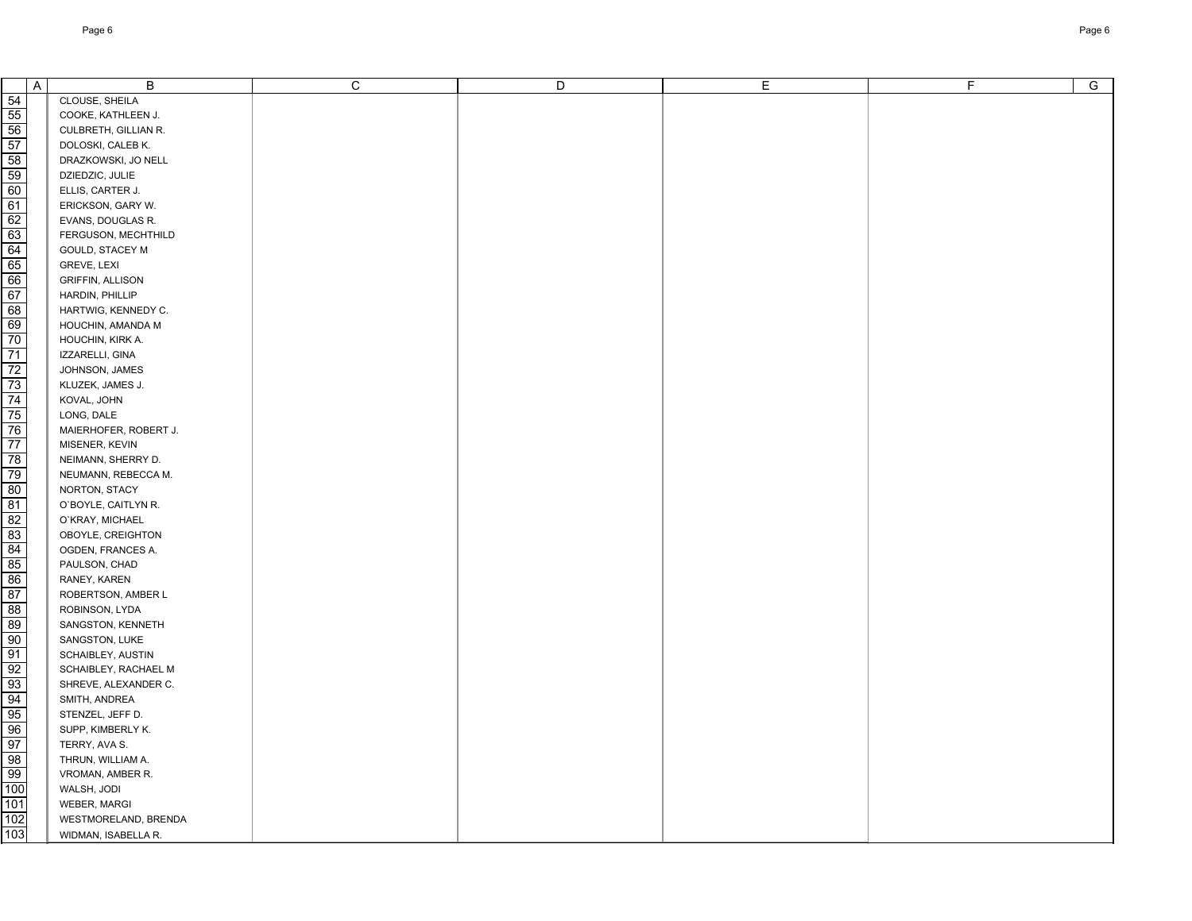| | A | B | C | D | E | F | G |
|---|---|---|---|---|---|---|---|
| 54 | | CLOUSE, SHEILA | | | | | |
| 55 | | COOKE, KATHLEEN J. | | | | | |
| 56 | | CULBRETH, GILLIAN R. | | | | | |
| 57 | | DOLOSKI, CALEB K. | | | | | |
| 58 | | DRAZKOWSKI, JO NELL | | | | | |
| 59 | | DZIEDZIC, JULIE | | | | | |
| 60 | | ELLIS, CARTER J. | | | | | |
| 61 | | ERICKSON, GARY W. | | | | | |
| 62 | | EVANS, DOUGLAS R. | | | | | |
| 63 | | FERGUSON, MECHTHILD | | | | | |
| 64 | | GOULD, STACEY M | | | | | |
| 65 | | GREVE, LEXI | | | | | |
| 66 | | GRIFFIN, ALLISON | | | | | |
| 67 | | HARDIN, PHILLIP | | | | | |
| 68 | | HARTWIG, KENNEDY C. | | | | | |
| 69 | | HOUCHIN, AMANDA M | | | | | |
| 70 | | HOUCHIN, KIRK A. | | | | | |
| 71 | | IZZARELLI, GINA | | | | | |
| 72 | | JOHNSON, JAMES | | | | | |
| 73 | | KLUZEK, JAMES J. | | | | | |
| 74 | | KOVAL, JOHN | | | | | |
| 75 | | LONG, DALE | | | | | |
| 76 | | MAIERHOFER, ROBERT J. | | | | | |
| 77 | | MISENER, KEVIN | | | | | |
| 78 | | NEIMANN, SHERRY D. | | | | | |
| 79 | | NEUMANN, REBECCA M. | | | | | |
| 80 | | NORTON, STACY | | | | | |
| 81 | | O`BOYLE, CAITLYN R. | | | | | |
| 82 | | O`KRAY, MICHAEL | | | | | |
| 83 | | OBOYLE, CREIGHTON | | | | | |
| 84 | | OGDEN, FRANCES A. | | | | | |
| 85 | | PAULSON, CHAD | | | | | |
| 86 | | RANEY, KAREN | | | | | |
| 87 | | ROBERTSON, AMBER L | | | | | |
| 88 | | ROBINSON, LYDA | | | | | |
| 89 | | SANGSTON, KENNETH | | | | | |
| 90 | | SANGSTON, LUKE | | | | | |
| 91 | | SCHAIBLEY, AUSTIN | | | | | |
| 92 | | SCHAIBLEY, RACHAEL M | | | | | |
| 93 | | SHREVE, ALEXANDER C. | | | | | |
| 94 | | SMITH, ANDREA | | | | | |
| 95 | | STENZEL, JEFF D. | | | | | |
| 96 | | SUPP, KIMBERLY K. | | | | | |
| 97 | | TERRY, AVA S. | | | | | |
| 98 | | THRUN, WILLIAM A. | | | | | |
| 99 | | VROMAN, AMBER R. | | | | | |
| 100 | | WALSH, JODI | | | | | |
| 101 | | WEBER, MARGI | | | | | |
| 102 | | WESTMORELAND, BRENDA | | | | | |
| 103 | | WIDMAN, ISABELLA R. | | | | | |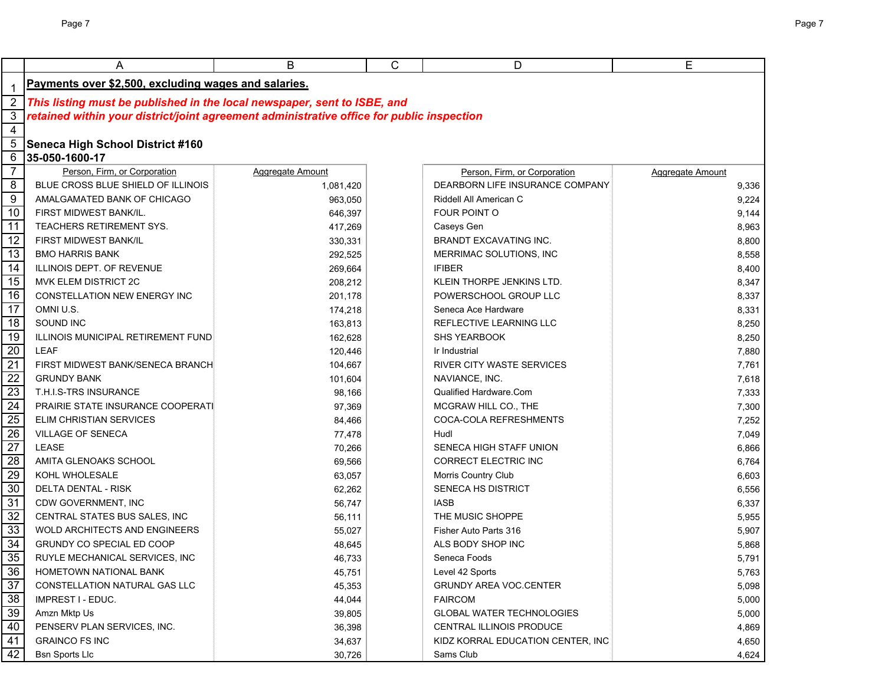**Payments over $2,500, excluding wages and salaries.**

***This listing must be published in the local newspaper, sent to ISBE, and retained within your district/joint agreement administrative office for public inspection***

**Seneca High School District #160**

**35-050-1600-17**

| Person, Firm, or Corporation | Aggregate Amount | Person, Firm, or Corporation | Aggregate Amount |
|---|---|---|---|
| BLUE CROSS BLUE SHIELD OF ILLINOIS | 1,081,420 | DEARBORN LIFE INSURANCE COMPANY | 9,336 |
| AMALGAMATED BANK OF CHICAGO | 963,050 | Riddell All American C | 9,224 |
| FIRST MIDWEST BANK/IL. | 646,397 | FOUR POINT O | 9,144 |
| TEACHERS RETIREMENT SYS. | 417,269 | Caseys Gen | 8,963 |
| FIRST MIDWEST BANK/IL | 330,331 | BRANDT EXCAVATING INC. | 8,800 |
| BMO HARRIS BANK | 292,525 | MERRIMAC SOLUTIONS, INC | 8,558 |
| ILLINOIS DEPT. OF REVENUE | 269,664 | IFIBER | 8,400 |
| MVK ELEM DISTRICT 2C | 208,212 | KLEIN THORPE JENKINS LTD. | 8,347 |
| CONSTELLATION NEW ENERGY INC | 201,178 | POWERSCHOOL GROUP LLC | 8,337 |
| OMNI U.S. | 174,218 | Seneca Ace Hardware | 8,331 |
| SOUND INC | 163,813 | REFLECTIVE LEARNING LLC | 8,250 |
| ILLINOIS MUNICIPAL RETIREMENT FUND | 162,628 | SHS YEARBOOK | 8,250 |
| LEAF | 120,446 | Ir Industrial | 7,880 |
| FIRST MIDWEST BANK/SENECA BRANCH | 104,667 | RIVER CITY WASTE SERVICES | 7,761 |
| GRUNDY BANK | 101,604 | NAVIANCE, INC. | 7,618 |
| T.H.I.S-TRS INSURANCE | 98,166 | Qualified Hardware.Com | 7,333 |
| PRAIRIE STATE INSURANCE COOPERATI | 97,369 | MCGRAW HILL CO., THE | 7,300 |
| ELIM CHRISTIAN SERVICES | 84,466 | COCA-COLA REFRESHMENTS | 7,252 |
| VILLAGE OF SENECA | 77,478 | Hudl | 7,049 |
| LEASE | 70,266 | SENECA HIGH STAFF UNION | 6,866 |
| AMITA GLENOAKS SCHOOL | 69,566 | CORRECT ELECTRIC INC | 6,764 |
| KOHL WHOLESALE | 63,057 | Morris Country Club | 6,603 |
| DELTA DENTAL - RISK | 62,262 | SENECA HS DISTRICT | 6,556 |
| CDW GOVERNMENT, INC | 56,747 | IASB | 6,337 |
| CENTRAL STATES BUS SALES, INC | 56,111 | THE MUSIC SHOPPE | 5,955 |
| WOLD ARCHITECTS AND ENGINEERS | 55,027 | Fisher Auto Parts 316 | 5,907 |
| GRUNDY CO SPECIAL ED COOP | 48,645 | ALS BODY SHOP INC | 5,868 |
| RUYLE MECHANICAL SERVICES, INC | 46,733 | Seneca Foods | 5,791 |
| HOMETOWN NATIONAL BANK | 45,751 | Level 42 Sports | 5,763 |
| CONSTELLATION NATURAL GAS LLC | 45,353 | GRUNDY AREA VOC.CENTER | 5,098 |
| IMPREST I - EDUC. | 44,044 | FAIRCOM | 5,000 |
| Amzn Mktp Us | 39,805 | GLOBAL WATER TECHNOLOGIES | 5,000 |
| PENSERV PLAN SERVICES, INC. | 36,398 | CENTRAL ILLINOIS PRODUCE | 4,869 |
| GRAINCO FS INC | 34,637 | KIDZ KORRAL EDUCATION CENTER, INC | 4,650 |
| Bsn Sports Llc | 30,726 | Sams Club | 4,624 |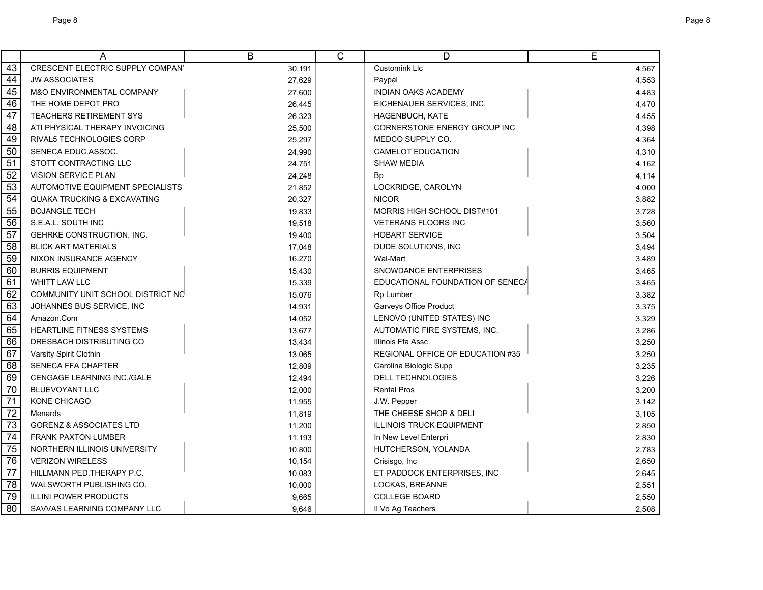| | A | B | C | D | E |
|---|---|---|---|---|---|
| 43 | CRESCENT ELECTRIC SUPPLY COMPANY | 30,191 | | Customink Llc | 4,567 |
| 44 | JW ASSOCIATES | 27,629 | | Paypal | 4,553 |
| 45 | M&O ENVIRONMENTAL COMPANY | 27,600 | | INDIAN OAKS ACADEMY | 4,483 |
| 46 | THE HOME DEPOT PRO | 26,445 | | EICHENAUER SERVICES, INC. | 4,470 |
| 47 | TEACHERS RETIREMENT SYS | 26,323 | | HAGENBUCH, KATE | 4,455 |
| 48 | ATI PHYSICAL THERAPY INVOICING | 25,500 | | CORNERSTONE ENERGY GROUP INC | 4,398 |
| 49 | RIVAL5 TECHNOLOGIES CORP | 25,297 | | MEDCO SUPPLY CO. | 4,364 |
| 50 | SENECA EDUC.ASSOC. | 24,990 | | CAMELOT EDUCATION | 4,310 |
| 51 | STOTT CONTRACTING LLC | 24,751 | | SHAW MEDIA | 4,162 |
| 52 | VISION SERVICE PLAN | 24,248 | | Bp | 4,114 |
| 53 | AUTOMOTIVE EQUIPMENT SPECIALISTS | 21,852 | | LOCKRIDGE, CAROLYN | 4,000 |
| 54 | QUAKA TRUCKING & EXCAVATING | 20,327 | | NICOR | 3,882 |
| 55 | BOJANGLE TECH | 19,833 | | MORRIS HIGH SCHOOL DIST#101 | 3,728 |
| 56 | S.E.A.L. SOUTH INC | 19,518 | | VETERANS FLOORS INC | 3,560 |
| 57 | GEHRKE CONSTRUCTION, INC. | 19,400 | | HOBART SERVICE | 3,504 |
| 58 | BLICK ART MATERIALS | 17,048 | | DUDE SOLUTIONS, INC | 3,494 |
| 59 | NIXON INSURANCE AGENCY | 16,270 | | Wal-Mart | 3,489 |
| 60 | BURRIS EQUIPMENT | 15,430 | | SNOWDANCE ENTERPRISES | 3,465 |
| 61 | WHITT LAW LLC | 15,339 | | EDUCATIONAL FOUNDATION OF SENECA | 3,465 |
| 62 | COMMUNITY UNIT SCHOOL DISTRICT NO | 15,076 | | Rp Lumber | 3,382 |
| 63 | JOHANNES BUS SERVICE, INC | 14,931 | | Garveys Office Product | 3,375 |
| 64 | Amazon.Com | 14,052 | | LENOVO (UNITED STATES) INC | 3,329 |
| 65 | HEARTLINE FITNESS SYSTEMS | 13,677 | | AUTOMATIC FIRE SYSTEMS, INC. | 3,286 |
| 66 | DRESBACH DISTRIBUTING CO | 13,434 | | Illinois Ffa Assc | 3,250 |
| 67 | Varsity Spirit Clothin | 13,065 | | REGIONAL OFFICE OF EDUCATION #35 | 3,250 |
| 68 | SENECA FFA CHAPTER | 12,809 | | Carolina Biologic Supp | 3,235 |
| 69 | CENGAGE LEARNING INC./GALE | 12,494 | | DELL TECHNOLOGIES | 3,226 |
| 70 | BLUEVOYANT LLC | 12,000 | | Rental Pros | 3,200 |
| 71 | KONE CHICAGO | 11,955 | | J.W. Pepper | 3,142 |
| 72 | Menards | 11,819 | | THE CHEESE SHOP & DELI | 3,105 |
| 73 | GORENZ & ASSOCIATES LTD | 11,200 | | ILLINOIS TRUCK EQUIPMENT | 2,850 |
| 74 | FRANK PAXTON LUMBER | 11,193 | | In New Level Enterpri | 2,830 |
| 75 | NORTHERN ILLINOIS UNIVERSITY | 10,800 | | HUTCHERSON, YOLANDA | 2,783 |
| 76 | VERIZON WIRELESS | 10,154 | | Crisisgo, Inc | 2,650 |
| 77 | HILLMANN PED.THERAPY P.C. | 10,083 | | ET PADDOCK ENTERPRISES, INC | 2,645 |
| 78 | WALSWORTH PUBLISHING CO. | 10,000 | | LOCKAS, BREANNE | 2,551 |
| 79 | ILLINI POWER PRODUCTS | 9,665 | | COLLEGE BOARD | 2,550 |
| 80 | SAVVAS LEARNING COMPANY LLC | 9,646 | | Il Vo Ag Teachers | 2,508 |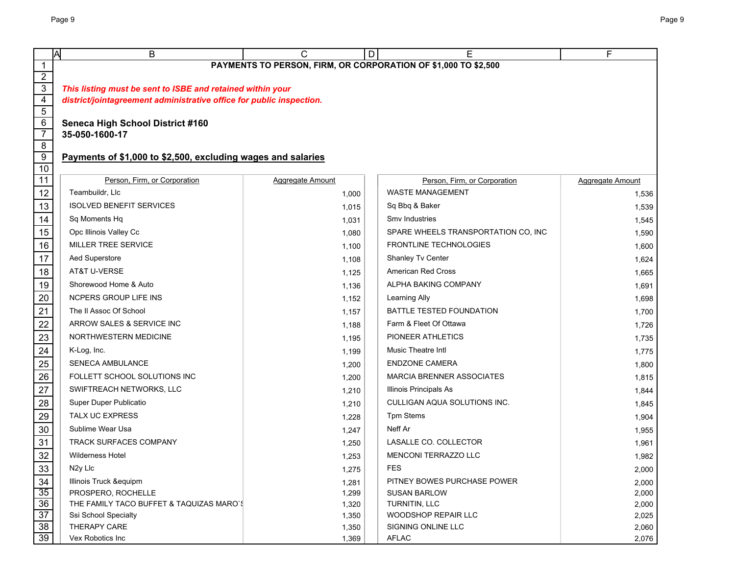**PAYMENTS TO PERSON, FIRM, OR CORPORATION OF $1,000 TO $2,500**

***This listing must be sent to ISBE and retained within your district/jointagreement administrative office for public inspection.***

**Seneca High School District #160**
**35-050-1600-17**

**Payments of $1,000 to $2,500, excluding wages and salaries**

| Person, Firm, or Corporation | Aggregate Amount | Person, Firm, or Corporation | Aggregate Amount |
|---|---|---|---|
| Teambuildr, Llc | 1,000 | WASTE MANAGEMENT | 1,536 |
| ISOLVED BENEFIT SERVICES | 1,015 | Sq Bbq & Baker | 1,539 |
| Sq Moments Hq | 1,031 | Smv Industries | 1,545 |
| Opc Illinois Valley Cc | 1,080 | SPARE WHEELS TRANSPORTATION CO, INC | 1,590 |
| MILLER TREE SERVICE | 1,100 | FRONTLINE TECHNOLOGIES | 1,600 |
| Aed Superstore | 1,108 | Shanley Tv Center | 1,624 |
| AT&T U-VERSE | 1,125 | American Red Cross | 1,665 |
| Shorewood Home & Auto | 1,136 | ALPHA BAKING COMPANY | 1,691 |
| NCPERS GROUP LIFE INS | 1,152 | Learning Ally | 1,698 |
| The Il Assoc Of School | 1,157 | BATTLE TESTED FOUNDATION | 1,700 |
| ARROW SALES & SERVICE INC | 1,188 | Farm & Fleet Of Ottawa | 1,726 |
| NORTHWESTERN MEDICINE | 1,195 | PIONEER ATHLETICS | 1,735 |
| K-Log, Inc. | 1,199 | Music Theatre Intl | 1,775 |
| SENECA AMBULANCE | 1,200 | ENDZONE CAMERA | 1,800 |
| FOLLETT SCHOOL SOLUTIONS INC | 1,200 | MARCIA BRENNER ASSOCIATES | 1,815 |
| SWIFTREACH NETWORKS, LLC | 1,210 | Illinois Principals As | 1,844 |
| Super Duper Publicatio | 1,210 | CULLIGAN AQUA SOLUTIONS INC. | 1,845 |
| TALX UC EXPRESS | 1,228 | Tpm Stems | 1,904 |
| Sublime Wear Usa | 1,247 | Neff Ar | 1,955 |
| TRACK SURFACES COMPANY | 1,250 | LASALLE CO. COLLECTOR | 1,961 |
| Wilderness Hotel | 1,253 | MENCONI TERRAZZO LLC | 1,982 |
| N2y Llc | 1,275 | FES | 2,000 |
| Illinois Truck &equipm | 1,281 | PITNEY BOWES PURCHASE POWER | 2,000 |
| PROSPERO, ROCHELLE | 1,299 | SUSAN BARLOW | 2,000 |
| THE FAMILY TACO BUFFET & TAQUIZAS MARO`S | 1,320 | TURNITIN, LLC | 2,000 |
| Ssi School Specialty | 1,350 | WOODSHOP REPAIR LLC | 2,025 |
| THERAPY CARE | 1,350 | SIGNING ONLINE LLC | 2,060 |
| Vex Robotics Inc | 1,369 | AFLAC | 2,076 |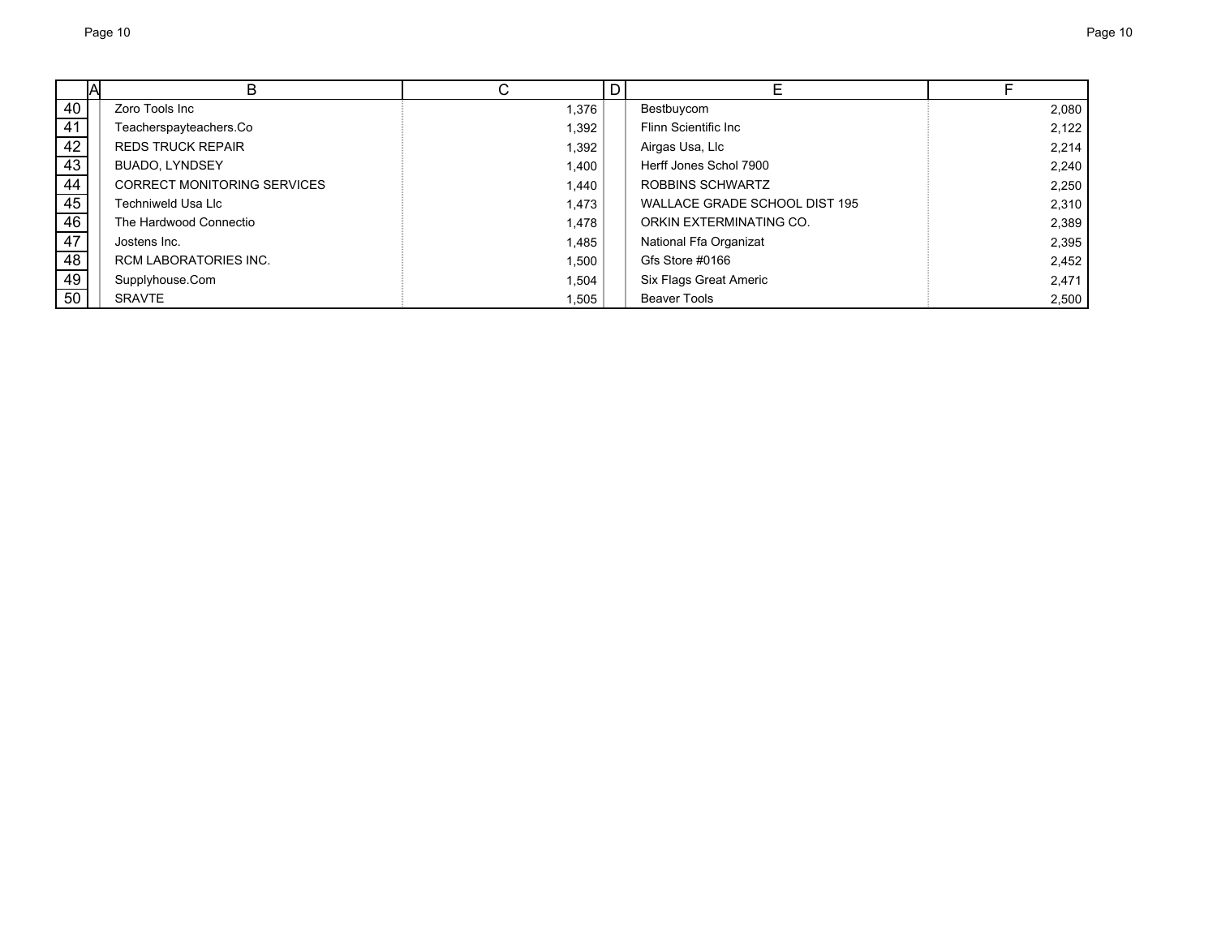|  | A | B | C | D | E | F |
|---|---|---|---|---|---|---|
| 40 |  | Zoro Tools Inc | 1,376 |  | Bestbuycom | 2,080 |
| 41 |  | Teacherspayteachers.Co | 1,392 |  | Flinn Scientific Inc | 2,122 |
| 42 |  | REDS TRUCK REPAIR | 1,392 |  | Airgas Usa, Llc | 2,214 |
| 43 |  | BUADO, LYNDSEY | 1,400 |  | Herff Jones Schol 7900 | 2,240 |
| 44 |  | CORRECT MONITORING SERVICES | 1,440 |  | ROBBINS SCHWARTZ | 2,250 |
| 45 |  | Techniweld Usa Llc | 1,473 |  | WALLACE GRADE SCHOOL DIST 195 | 2,310 |
| 46 |  | The Hardwood Connectio | 1,478 |  | ORKIN EXTERMINATING CO. | 2,389 |
| 47 |  | Jostens Inc. | 1,485 |  | National Ffa Organizat | 2,395 |
| 48 |  | RCM LABORATORIES INC. | 1,500 |  | Gfs Store #0166 | 2,452 |
| 49 |  | Supplyhouse.Com | 1,504 |  | Six Flags Great Americ | 2,471 |
| 50 |  | SRAVTE | 1,505 |  | Beaver Tools | 2,500 |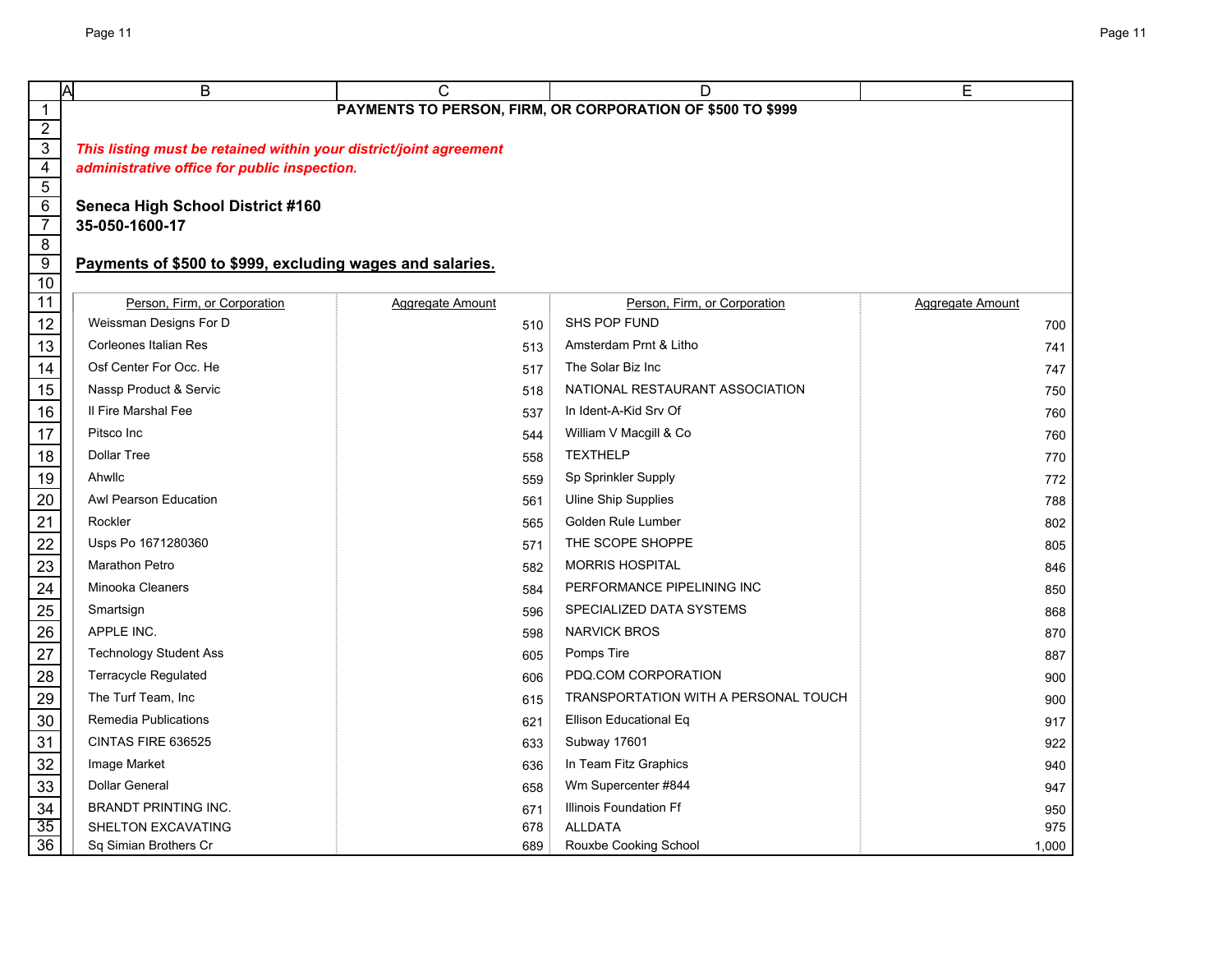# PAYMENTS TO PERSON, FIRM, OR CORPORATION OF $500 TO $999

***This listing must be retained within your district/joint agreement administrative office for public inspection.***

**Seneca High School District #160**
**35-050-1600-17**

**Payments of $500 to $999, excluding wages and salaries.**

| Person, Firm, or Corporation | Aggregate Amount | Person, Firm, or Corporation | Aggregate Amount |
|---|---|---|---|
| Weissman Designs For D | 510 | SHS POP FUND | 700 |
| Corleones Italian Res | 513 | Amsterdam Prnt & Litho | 741 |
| Osf Center For Occ. He | 517 | The Solar Biz Inc | 747 |
| Nassp Product & Servic | 518 | NATIONAL RESTAURANT ASSOCIATION | 750 |
| Il Fire Marshal Fee | 537 | In Ident-A-Kid Srv Of | 760 |
| Pitsco Inc | 544 | William V Macgill & Co | 760 |
| Dollar Tree | 558 | TEXTHELP | 770 |
| Ahwllc | 559 | Sp Sprinkler Supply | 772 |
| Awl Pearson Education | 561 | Uline Ship Supplies | 788 |
| Rockler | 565 | Golden Rule Lumber | 802 |
| Usps Po 1671280360 | 571 | THE SCOPE SHOPPE | 805 |
| Marathon Petro | 582 | MORRIS HOSPITAL | 846 |
| Minooka Cleaners | 584 | PERFORMANCE PIPELINING INC | 850 |
| Smartsign | 596 | SPECIALIZED DATA SYSTEMS | 868 |
| APPLE INC. | 598 | NARVICK BROS | 870 |
| Technology Student Ass | 605 | Pomps Tire | 887 |
| Terracycle Regulated | 606 | PDQ.COM CORPORATION | 900 |
| The Turf Team, Inc | 615 | TRANSPORTATION WITH A PERSONAL TOUCH | 900 |
| Remedia Publications | 621 | Ellison Educational Eq | 917 |
| CINTAS FIRE 636525 | 633 | Subway 17601 | 922 |
| Image Market | 636 | In Team Fitz Graphics | 940 |
| Dollar General | 658 | Wm Supercenter #844 | 947 |
| BRANDT PRINTING INC. | 671 | Illinois Foundation Ff | 950 |
| SHELTON EXCAVATING | 678 | ALLDATA | 975 |
| Sq Simian Brothers Cr | 689 | Rouxbe Cooking School | 1,000 |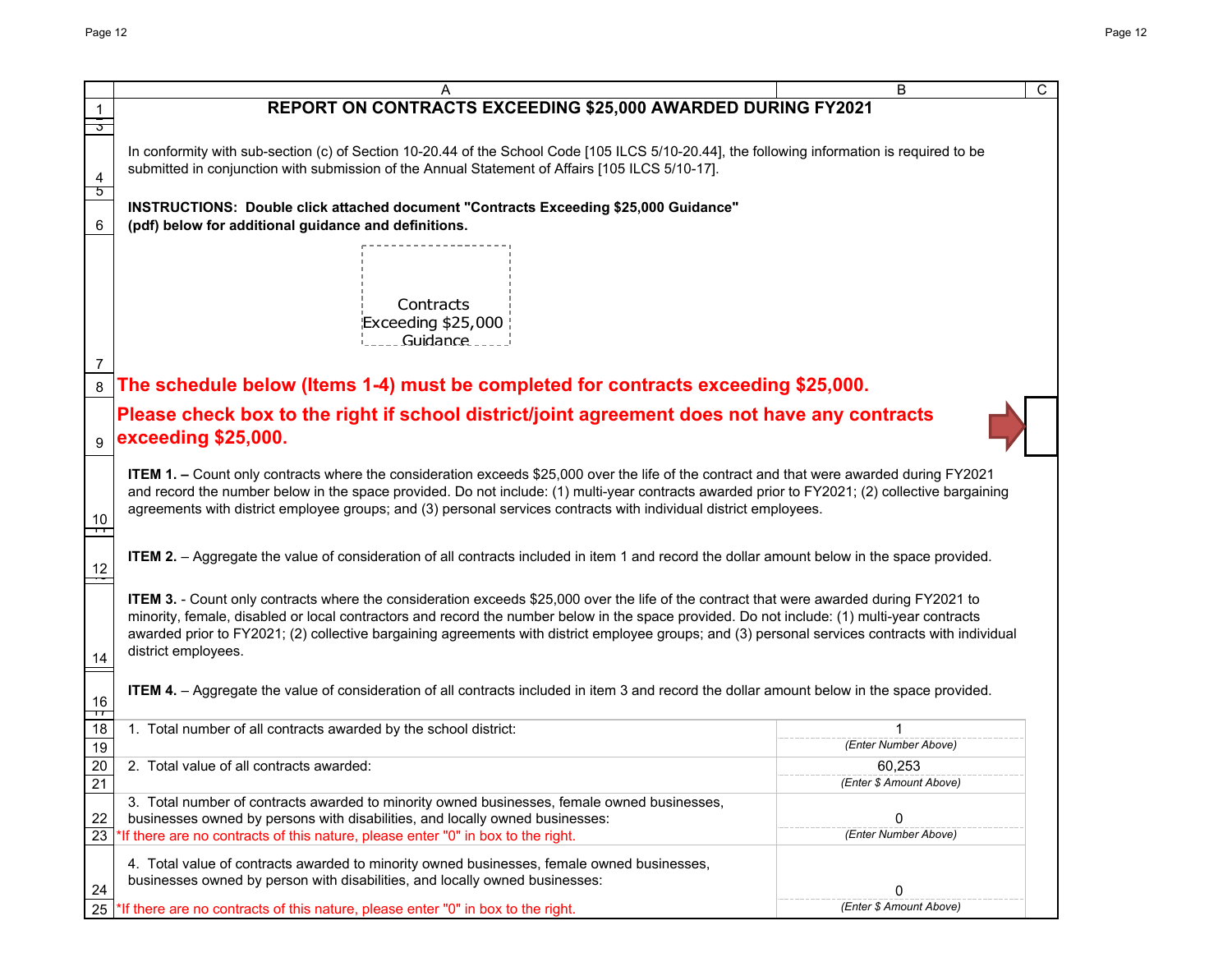# REPORT ON CONTRACTS EXCEEDING $25,000 AWARDED DURING FY2021

In conformity with sub-section (c) of Section 10-20.44 of the School Code [105 ILCS 5/10-20.44], the following information is required to be submitted in conjunction with submission of the Annual Statement of Affairs [105 ILCS 5/10-17].

**INSTRUCTIONS: Double click attached document "Contracts Exceeding $25,000 Guidance" (pdf) below for additional guidance and definitions.**

Contracts Exceeding $25,000 Guidance

**The schedule below (Items 1-4) must be completed for contracts exceeding $25,000.**

**Please check box to the right if school district/joint agreement does not have any contracts exceeding $25,000.**

**ITEM 1. –** Count only contracts where the consideration exceeds $25,000 over the life of the contract and that were awarded during FY2021 and record the number below in the space provided. Do not include: (1) multi-year contracts awarded prior to FY2021; (2) collective bargaining agreements with district employee groups; and (3) personal services contracts with individual district employees.

**ITEM 2.** – Aggregate the value of consideration of all contracts included in item 1 and record the dollar amount below in the space provided.

**ITEM 3.** - Count only contracts where the consideration exceeds $25,000 over the life of the contract that were awarded during FY2021 to minority, female, disabled or local contractors and record the number below in the space provided. Do not include: (1) multi-year contracts awarded prior to FY2021; (2) collective bargaining agreements with district employee groups; and (3) personal services contracts with individual district employees.

**ITEM 4.** – Aggregate the value of consideration of all contracts included in item 3 and record the dollar amount below in the space provided.

| | |
|---|---|
| 1. Total number of all contracts awarded by the school district: | 1<br>*(Enter Number Above)* |
| 2. Total value of all contracts awarded: | 60,253<br>*(Enter $ Amount Above)* |
| 3. Total number of contracts awarded to minority owned businesses, female owned businesses, businesses owned by persons with disabilities, and locally owned businesses:<br>*If there are no contracts of this nature, please enter "0" in box to the right. | 0<br>*(Enter Number Above)* |
| 4. Total value of contracts awarded to minority owned businesses, female owned businesses, businesses owned by person with disabilities, and locally owned businesses:<br>*If there are no contracts of this nature, please enter "0" in box to the right. | 0<br>*(Enter $ Amount Above)* |